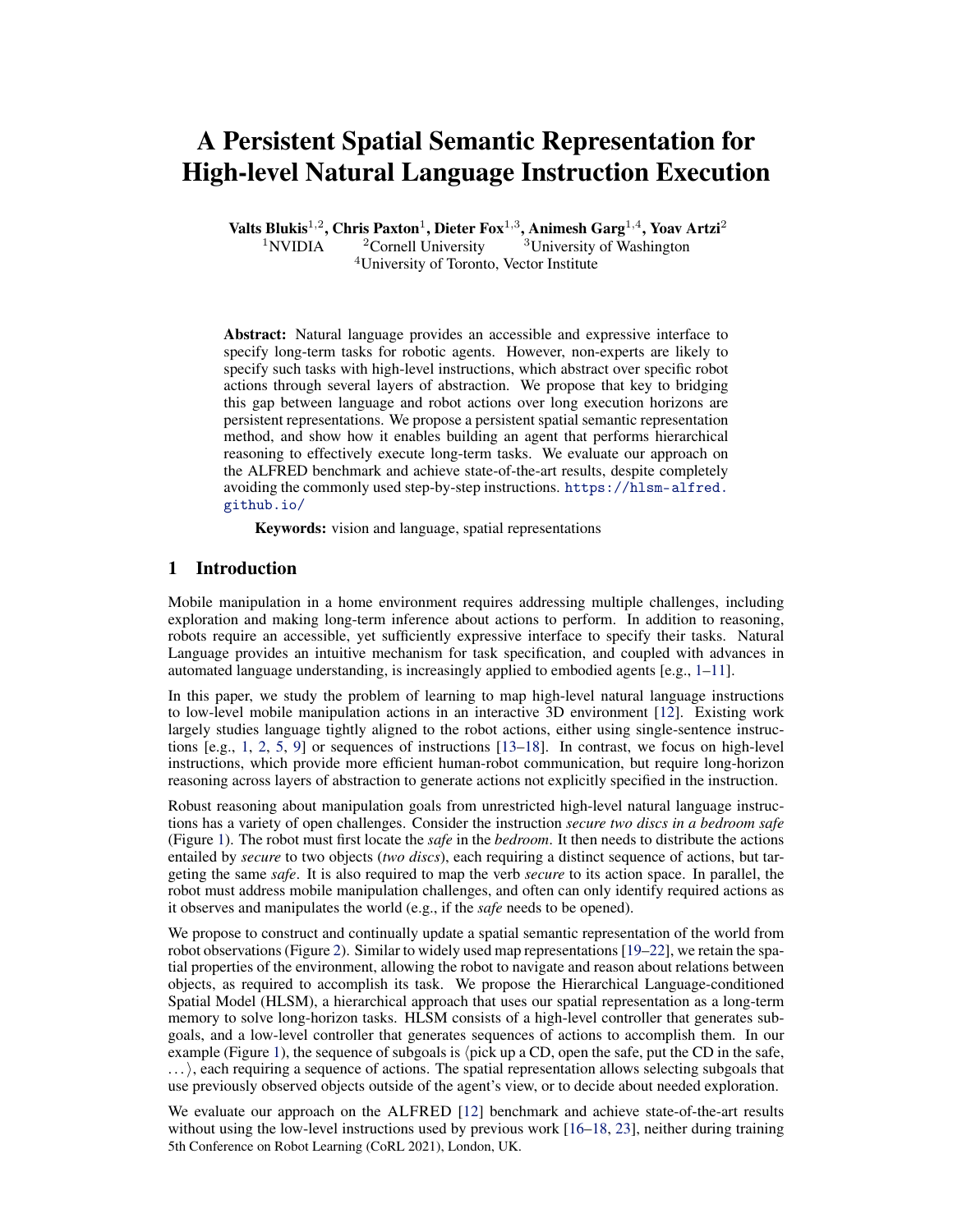# A Persistent Spatial Semantic Representation for High-level Natural Language Instruction Execution

**Valts Blukis**[1,2], **Chris Paxton**[1], **Dieter Fox**[1,3], **Animesh Garg**[1,4], **Yoav Artzi**[2]

[1]NVIDIA [2]Cornell University [3]University of Washington
[4]University of Toronto, Vector Institute

**Abstract:** Natural language provides an accessible and expressive interface to specify long-term tasks for robotic agents. However, non-experts are likely to specify such tasks with high-level instructions, which abstract over specific robot actions through several layers of abstraction. We propose that key to bridging this gap between language and robot actions over long execution horizons are persistent representations. We propose a persistent spatial semantic representation method, and show how it enables building an agent that performs hierarchical reasoning to effectively execute long-term tasks. We evaluate our approach on the ALFRED benchmark and achieve state-of-the-art results, despite completely avoiding the commonly used step-by-step instructions. https://hlsm-alfred.github.io/

**Keywords:** vision and language, spatial representations

## 1 Introduction

Mobile manipulation in a home environment requires addressing multiple challenges, including exploration and making long-term inference about actions to perform. In addition to reasoning, robots require an accessible, yet sufficiently expressive interface to specify their tasks. Natural Language provides an intuitive mechanism for task specification, and coupled with advances in automated language understanding, is increasingly applied to embodied agents [e.g., 1–11].

In this paper, we study the problem of learning to map high-level natural language instructions to low-level mobile manipulation actions in an interactive 3D environment [12]. Existing work largely studies language tightly aligned to the robot actions, either using single-sentence instructions [e.g., 1, 2, 5, 9] or sequences of instructions [13–18]. In contrast, we focus on high-level instructions, which provide more efficient human-robot communication, but require long-horizon reasoning across layers of abstraction to generate actions not explicitly specified in the instruction.

Robust reasoning about manipulation goals from unrestricted high-level natural language instructions has a variety of open challenges. Consider the instruction *secure two discs in a bedroom safe* (Figure 1). The robot must first locate the *safe* in the *bedroom*. It then needs to distribute the actions entailed by *secure* to two objects (*two discs*), each requiring a distinct sequence of actions, but targeting the same *safe*. It is also required to map the verb *secure* to its action space. In parallel, the robot must address mobile manipulation challenges, and often can only identify required actions as it observes and manipulates the world (e.g., if the *safe* needs to be opened).

We propose to construct and continually update a spatial semantic representation of the world from robot observations (Figure 2). Similar to widely used map representations [19–22], we retain the spatial properties of the environment, allowing the robot to navigate and reason about relations between objects, as required to accomplish its task. We propose the Hierarchical Language-conditioned Spatial Model (HLSM), a hierarchical approach that uses our spatial representation as a long-term memory to solve long-horizon tasks. HLSM consists of a high-level controller that generates subgoals, and a low-level controller that generates sequences of actions to accomplish them. In our example (Figure 1), the sequence of subgoals is ⟨pick up a CD, open the safe, put the CD in the safe, ...⟩, each requiring a sequence of actions. The spatial representation allows selecting subgoals that use previously observed objects outside of the agent's view, or to decide about needed exploration.

We evaluate our approach on the ALFRED [12] benchmark and achieve state-of-the-art results without using the low-level instructions used by previous work [16–18, 23], neither during training

5th Conference on Robot Learning (CoRL 2021), London, UK.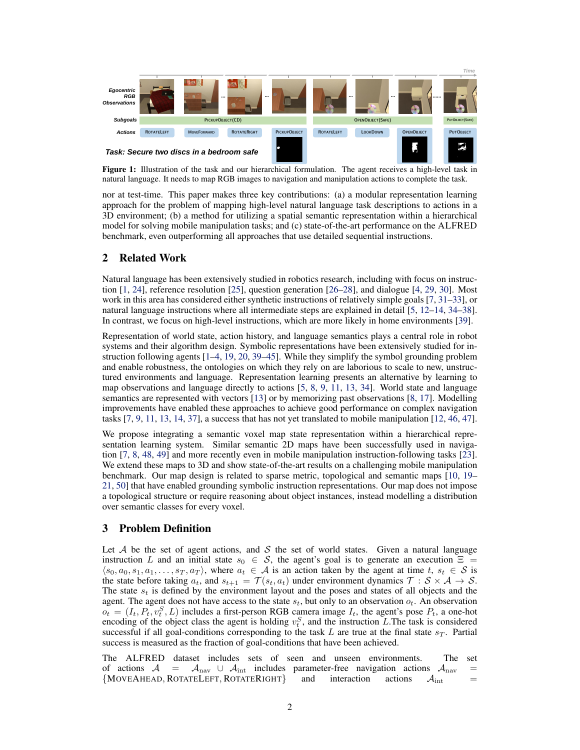**Figure 1:** Illustration of the task and our hierarchical formulation. The agent receives a high-level task in natural language. It needs to map RGB images to navigation and manipulation actions to complete the task.

nor at test-time. This paper makes three key contributions: (a) a modular representation learning approach for the problem of mapping high-level natural language task descriptions to actions in a 3D environment; (b) a method for utilizing a spatial semantic representation within a hierarchical model for solving mobile manipulation tasks; and (c) state-of-the-art performance on the ALFRED benchmark, even outperforming all approaches that use detailed sequential instructions.

## 2 Related Work

Natural language has been extensively studied in robotics research, including with focus on instruction [1, 24], reference resolution [25], question generation [26–28], and dialogue [4, 29, 30]. Most work in this area has considered either synthetic instructions of relatively simple goals [7, 31–33], or natural language instructions where all intermediate steps are explained in detail [5, 12–14, 34–38]. In contrast, we focus on high-level instructions, which are more likely in home environments [39].

Representation of world state, action history, and language semantics plays a central role in robot systems and their algorithm design. Symbolic representations have been extensively studied for instruction following agents [1–4, 19, 20, 39–45]. While they simplify the symbol grounding problem and enable robustness, the ontologies on which they rely on are laborious to scale to new, unstructured environments and language. Representation learning presents an alternative by learning to map observations and language directly to actions [5, 8, 9, 11, 13, 34]. World state and language semantics are represented with vectors [13] or by memorizing past observations [8, 17]. Modelling improvements have enabled these approaches to achieve good performance on complex navigation tasks [7, 9, 11, 13, 14, 37], a success that has not yet translated to mobile manipulation [12, 46, 47].

We propose integrating a semantic voxel map state representation within a hierarchical representation learning system. Similar semantic 2D maps have been successfully used in navigation [7, 8, 48, 49] and more recently even in mobile manipulation instruction-following tasks [23]. We extend these maps to 3D and show state-of-the-art results on a challenging mobile manipulation benchmark. Our map design is related to sparse metric, topological and semantic maps [10, 19–21, 50] that have enabled grounding symbolic instruction representations. Our map does not impose a topological structure or require reasoning about object instances, instead modelling a distribution over semantic classes for every voxel.

## 3 Problem Definition

Let $\mathcal{A}$ be the set of agent actions, and $\mathcal{S}$ the set of world states. Given a natural language instruction $L$ and an initial state $s_0 \in \mathcal{S}$, the agent's goal is to generate an execution $\Xi = \langle s_0, a_0, s_1, a_1, \ldots, s_T, a_T \rangle$, where $a_t \in \mathcal{A}$ is an action taken by the agent at time $t$, $s_t \in \mathcal{S}$ is the state before taking $a_t$, and $s_{t+1} = \mathcal{T}(s_t, a_t)$ under environment dynamics $\mathcal{T} : \mathcal{S} \times \mathcal{A} \rightarrow \mathcal{S}$. The state $s_t$ is defined by the environment layout and the poses and states of all objects and the agent. The agent does not have access to the state $s_t$, but only to an observation $o_t$. An observation $o_t = (I_t, P_t, v_t^S, L)$ includes a first-person RGB camera image $I_t$, the agent's pose $P_t$, a one-hot encoding of the object class the agent is holding $v_t^S$, and the instruction $L$.The task is considered successful if all goal-conditions corresponding to the task $L$ are true at the final state $s_T$. Partial success is measured as the fraction of goal-conditions that have been achieved.

The ALFRED dataset includes sets of seen and unseen environments. The set of actions $\mathcal{A} = \mathcal{A}_{\text{nav}} \cup \mathcal{A}_{\text{int}}$ includes parameter-free navigation actions $\mathcal{A}_{\text{nav}} = \{\text{MoveAhead}, \text{RotateLeft}, \text{RotateRight}\}$ and interaction actions $\mathcal{A}_{\text{int}} =$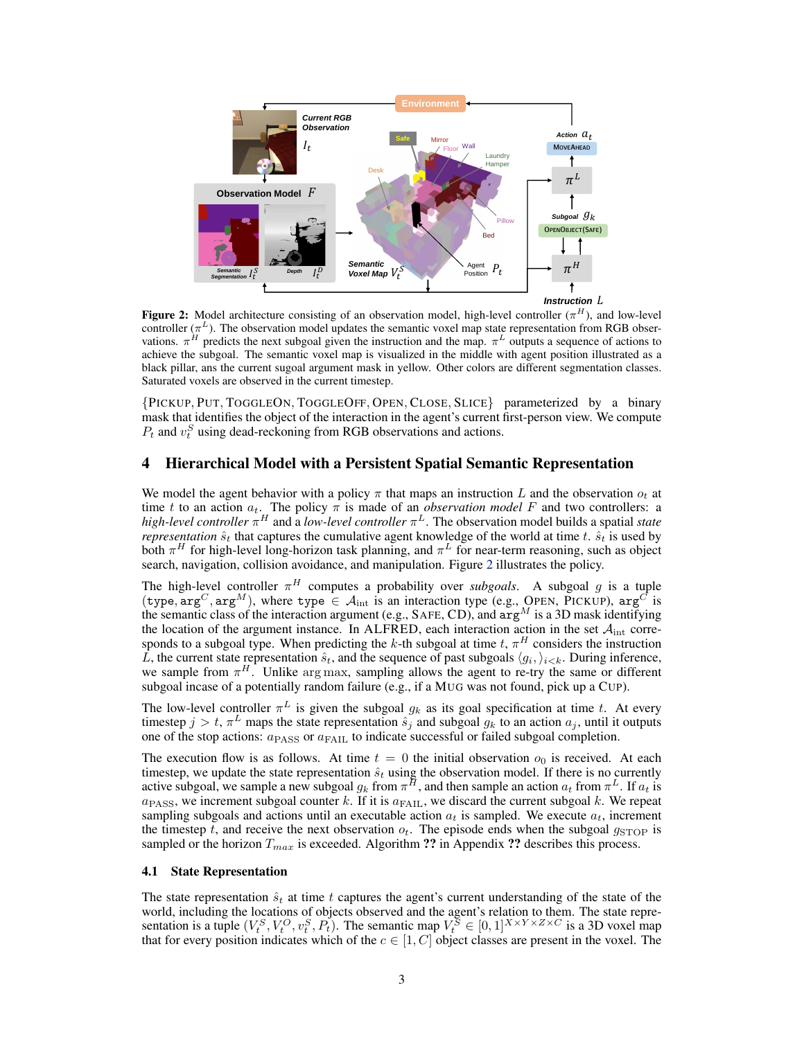Figure 2: Model architecture consisting of an observation model, high-level controller ($\pi^H$), and low-level controller ($\pi^L$). The observation model updates the semantic voxel map state representation from RGB observations. $\pi^H$ predicts the next subgoal given the instruction and the map. $\pi^L$ outputs a sequence of actions to achieve the subgoal. The semantic voxel map is visualized in the middle with agent position illustrated as a black pillar, ans the current sugoal argument mask in yellow. Other colors are different segmentation classes. Saturated voxels are observed in the current timestep.

{PICKUP, PUT, TOGGLEON, TOGGLEOFF, OPEN, CLOSE, SLICE} parameterized by a binary mask that identifies the object of the interaction in the agent's current first-person view. We compute $P_t$ and $v_t^S$ using dead-reckoning from RGB observations and actions.

## 4 Hierarchical Model with a Persistent Spatial Semantic Representation

We model the agent behavior with a policy $\pi$ that maps an instruction $L$ and the observation $o_t$ at time $t$ to an action $a_t$. The policy $\pi$ is made of an *observation model* $F$ and two controllers: a *high-level controller* $\pi^H$ and a *low-level controller* $\pi^L$. The observation model builds a spatial *state representation* $\hat{s}_t$ that captures the cumulative agent knowledge of the world at time $t$. $\hat{s}_t$ is used by both $\pi^H$ for high-level long-horizon task planning, and $\pi^L$ for near-term reasoning, such as object search, navigation, collision avoidance, and manipulation. Figure 2 illustrates the policy.

The high-level controller $\pi^H$ computes a probability over *subgoals*. A subgoal $g$ is a tuple $(\texttt{type}, \texttt{arg}^C, \texttt{arg}^M)$, where $\texttt{type} \in \mathcal{A}_{\text{int}}$ is an interaction type (e.g., OPEN, PICKUP), $\texttt{arg}^C$ is the semantic class of the interaction argument (e.g., SAFE, CD), and $\texttt{arg}^M$ is a 3D mask identifying the location of the argument instance. In ALFRED, each interaction action in the set $\mathcal{A}_{\text{int}}$ corresponds to a subgoal type. When predicting the $k$-th subgoal at time $t$, $\pi^H$ considers the instruction $L$, the current state representation $\hat{s}_t$, and the sequence of past subgoals $\langle g_i, \rangle_{i<k}$. During inference, we sample from $\pi^H$. Unlike $\arg\max$, sampling allows the agent to re-try the same or different subgoal incase of a potentially random failure (e.g., if a MUG was not found, pick up a CUP).

The low-level controller $\pi^L$ is given the subgoal $g_k$ as its goal specification at time $t$. At every timestep $j > t$, $\pi^L$ maps the state representation $\hat{s}_j$ and subgoal $g_k$ to an action $a_j$, until it outputs one of the stop actions: $a_{\text{PASS}}$ or $a_{\text{FAIL}}$ to indicate successful or failed subgoal completion.

The execution flow is as follows. At time $t = 0$ the initial observation $o_0$ is received. At each timestep, we update the state representation $\hat{s}_t$ using the observation model. If there is no currently active subgoal, we sample a new subgoal $g_k$ from $\pi^H$, and then sample an action $a_t$ from $\pi^L$. If $a_t$ is $a_{\text{PASS}}$, we increment subgoal counter $k$. If it is $a_{\text{FAIL}}$, we discard the current subgoal $k$. We repeat sampling subgoals and actions until an executable action $a_t$ is sampled. We execute $a_t$, increment the timestep $t$, and receive the next observation $o_t$. The episode ends when the subgoal $g_{\text{STOP}}$ is sampled or the horizon $T_{max}$ is exceeded. Algorithm **??** in Appendix **??** describes this process.

### 4.1 State Representation

The state representation $\hat{s}_t$ at time $t$ captures the agent's current understanding of the state of the world, including the locations of objects observed and the agent's relation to them. The state representation is a tuple $(V_t^S, V_t^O, v_t^S, P_t)$. The semantic map $V_t^S \in [0,1]^{X \times Y \times Z \times C}$ is a 3D voxel map that for every position indicates which of the $c \in [1, C]$ object classes are present in the voxel. The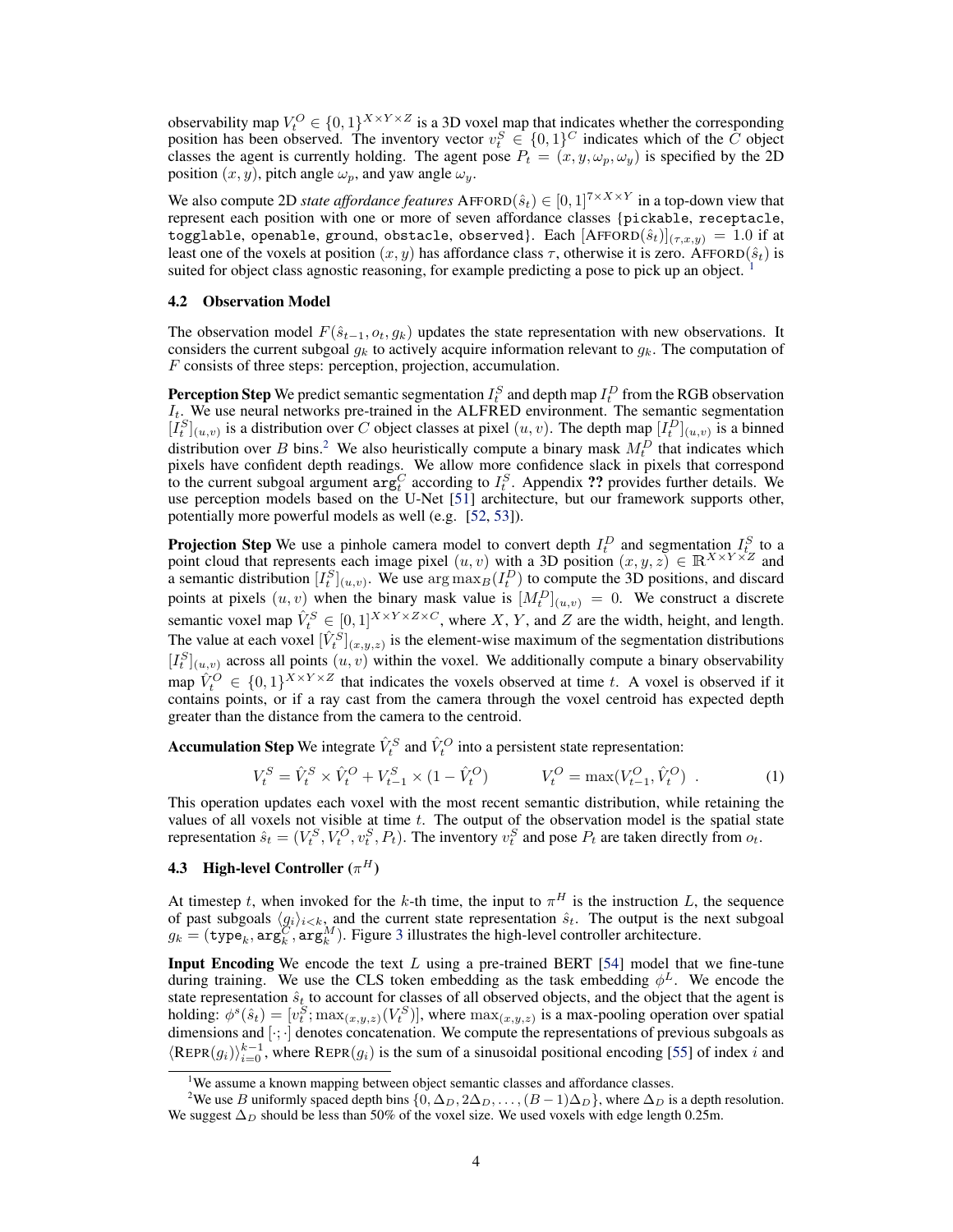observability map $V_t^O \in \{0,1\}^{X \times Y \times Z}$ is a 3D voxel map that indicates whether the corresponding position has been observed. The inventory vector $v_t^S \in \{0,1\}^C$ indicates which of the $C$ object classes the agent is currently holding. The agent pose $P_t = (x, y, \omega_p, \omega_y)$ is specified by the 2D position $(x, y)$, pitch angle $\omega_p$, and yaw angle $\omega_y$.

We also compute 2D *state affordance features* $\text{AFFORD}(\hat{s}_t) \in [0,1]^{7 \times X \times Y}$ in a top-down view that represent each position with one or more of seven affordance classes {`pickable`, `receptacle`, `togglable`, `openable`, `ground`, `obstacle`, `observed`}. Each $[\text{AFFORD}(\hat{s}_t)]_{(\tau,x,y)} = 1.0$ if at least one of the voxels at position $(x, y)$ has affordance class $\tau$, otherwise it is zero. $\text{AFFORD}(\hat{s}_t)$ is suited for object class agnostic reasoning, for example predicting a pose to pick up an object. [1]

### 4.2 Observation Model

The observation model $F(\hat{s}_{t-1}, o_t, g_k)$ updates the state representation with new observations. It considers the current subgoal $g_k$ to actively acquire information relevant to $g_k$. The computation of $F$ consists of three steps: perception, projection, accumulation.

**Perception Step** We predict semantic segmentation $I_t^S$ and depth map $I_t^D$ from the RGB observation $I_t$. We use neural networks pre-trained in the ALFRED environment. The semantic segmentation $[I_t^S]_{(u,v)}$ is a distribution over $C$ object classes at pixel $(u, v)$. The depth map $[I_t^D]_{(u,v)}$ is a binned distribution over $B$ bins.[2] We also heuristically compute a binary mask $M_t^D$ that indicates which pixels have confident depth readings. We allow more confidence slack in pixels that correspond to the current subgoal argument $\texttt{arg}_t^C$ according to $I_t^S$. Appendix **??** provides further details. We use perception models based on the U-Net [51] architecture, but our framework supports other, potentially more powerful models as well (e.g. [52, 53]).

**Projection Step** We use a pinhole camera model to convert depth $I_t^D$ and segmentation $I_t^S$ to a point cloud that represents each image pixel $(u, v)$ with a 3D position $(x, y, z) \in \mathbb{R}^{X \times Y \times Z}$ and a semantic distribution $[I_t^S]_{(u,v)}$. We use $\arg\max_B(I_t^D)$ to compute the 3D positions, and discard points at pixels $(u, v)$ when the binary mask value is $[M_t^D]_{(u,v)} = 0$. We construct a discrete semantic voxel map $\hat{V}_t^S \in [0,1]^{X \times Y \times Z \times C}$, where $X$, $Y$, and $Z$ are the width, height, and length. The value at each voxel $[\hat{V}_t^S]_{(x,y,z)}$ is the element-wise maximum of the segmentation distributions $[I_t^S]_{(u,v)}$ across all points $(u, v)$ within the voxel. We additionally compute a binary observability map $\hat{V}_t^O \in \{0,1\}^{X \times Y \times Z}$ that indicates the voxels observed at time $t$. A voxel is observed if it contains points, or if a ray cast from the camera through the voxel centroid has expected depth greater than the distance from the camera to the centroid.

**Accumulation Step** We integrate $\hat{V}_t^S$ and $\hat{V}_t^O$ into a persistent state representation:

$$V_t^S = \hat{V}_t^S \times \hat{V}_t^O + V_{t-1}^S \times (1 - \hat{V}_t^O) \qquad V_t^O = \max(V_{t-1}^O, \hat{V}_t^O) \ . \tag{1}$$

This operation updates each voxel with the most recent semantic distribution, while retaining the values of all voxels not visible at time $t$. The output of the observation model is the spatial state representation $\hat{s}_t = (V_t^S, V_t^O, v_t^S, P_t)$. The inventory $v_t^S$ and pose $P_t$ are taken directly from $o_t$.

### 4.3 High-level Controller ($\pi^H$)

At timestep $t$, when invoked for the $k$-th time, the input to $\pi^H$ is the instruction $L$, the sequence of past subgoals $\langle g_i \rangle_{i<k}$, and the current state representation $\hat{s}_t$. The output is the next subgoal $g_k = (\texttt{type}_k, \texttt{arg}_k^C, \texttt{arg}_k^M)$. Figure 3 illustrates the high-level controller architecture.

**Input Encoding** We encode the text $L$ using a pre-trained BERT [54] model that we fine-tune during training. We use the CLS token embedding as the task embedding $\phi^L$. We encode the state representation $\hat{s}_t$ to account for classes of all observed objects, and the object that the agent is holding: $\phi^s(\hat{s}_t) = [v_t^S; \max_{(x,y,z)}(V_t^S)]$, where $\max_{(x,y,z)}$ is a max-pooling operation over spatial dimensions and $[\cdot;\cdot]$ denotes concatenation. We compute the representations of previous subgoals as $\langle \text{REPR}(g_i) \rangle_{i=0}^{k-1}$, where $\text{REPR}(g_i)$ is the sum of a sinusoidal positional encoding [55] of index $i$ and

[1] We assume a known mapping between object semantic classes and affordance classes.

[2] We use $B$ uniformly spaced depth bins $\{0, \Delta_D, 2\Delta_D, \ldots, (B-1)\Delta_D\}$, where $\Delta_D$ is a depth resolution. We suggest $\Delta_D$ should be less than 50% of the voxel size. We used voxels with edge length 0.25m.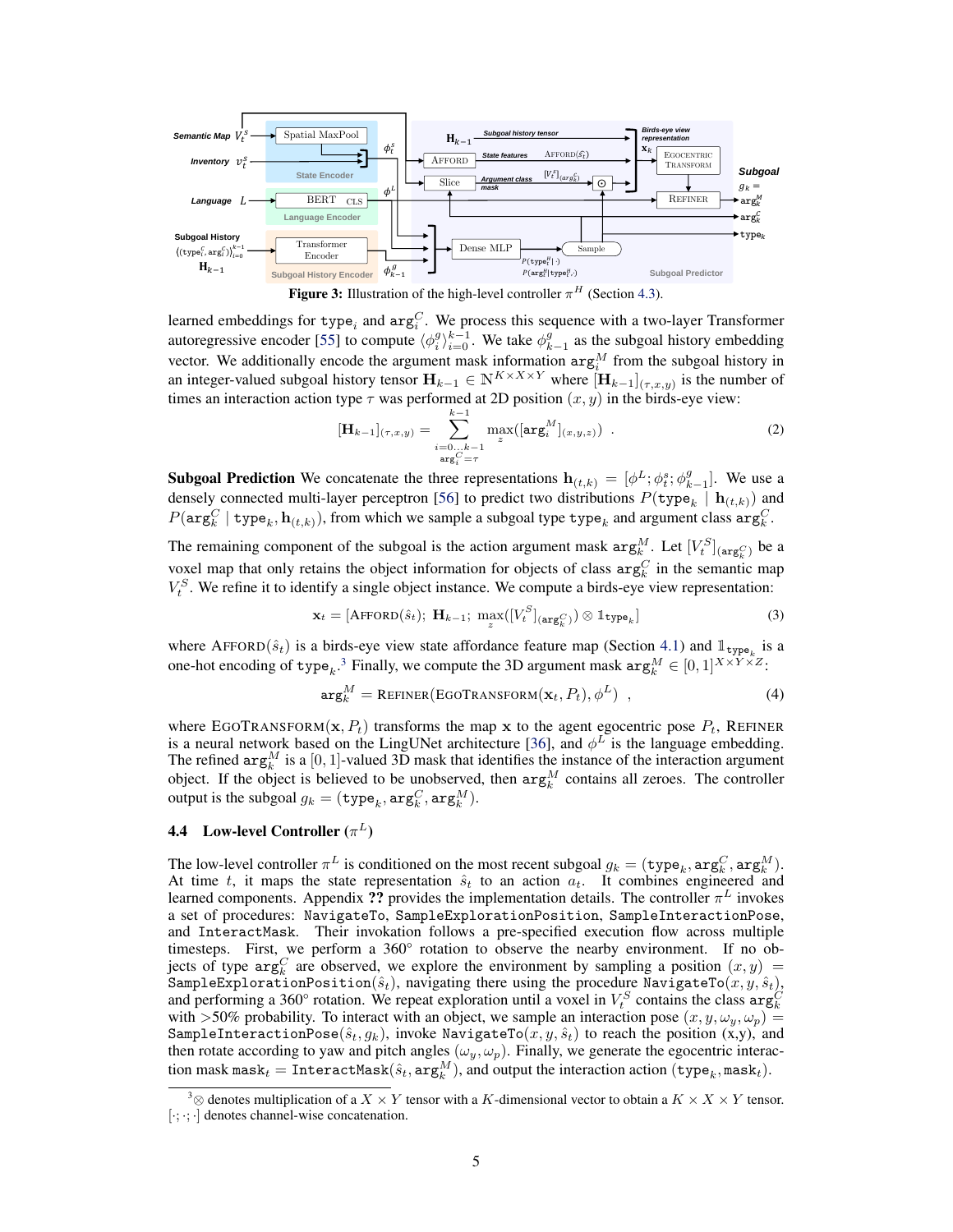**Figure 3:** Illustration of the high-level controller $\pi^H$ (Section 4.3).

learned embeddings for $\texttt{type}_i$ and $\texttt{arg}_i^C$. We process this sequence with a two-layer Transformer autoregressive encoder [55] to compute $\langle \phi_i^g \rangle_{i=0}^{k-1}$. We take $\phi_{k-1}^g$ as the subgoal history embedding vector. We additionally encode the argument mask information $\texttt{arg}_i^M$ from the subgoal history in an integer-valued subgoal history tensor $\mathbf{H}_{k-1} \in \mathbb{N}^{K \times X \times Y}$ where $[\mathbf{H}_{k-1}]_{(\tau,x,y)}$ is the number of times an interaction action type $\tau$ was performed at 2D position $(x, y)$ in the birds-eye view:

$$[\mathbf{H}_{k-1}]_{(\tau,x,y)} = \sum_{\substack{i=0...k-1 \\ \texttt{arg}_i^C = \tau}}^{k-1} \max_z([\texttt{arg}_i^M]_{(x,y,z)}) \quad . \tag{2}$$

**Subgoal Prediction** We concatenate the three representations $\mathbf{h}_{(t,k)} = [\phi^L; \phi_t^s; \phi_{k-1}^g]$. We use a densely connected multi-layer perceptron [56] to predict two distributions $P(\texttt{type}_k \mid \mathbf{h}_{(t,k)})$ and $P(\texttt{arg}_k^C \mid \texttt{type}_k, \mathbf{h}_{(t,k)})$, from which we sample a subgoal type $\texttt{type}_k$ and argument class $\texttt{arg}_k^C$.

The remaining component of the subgoal is the action argument mask $\texttt{arg}_k^M$. Let $[V_t^S]_{(\texttt{arg}_k^C)}$ be a voxel map that only retains the object information for objects of class $\texttt{arg}_k^C$ in the semantic map $V_t^S$. We refine it to identify a single object instance. We compute a birds-eye view representation:

$$\mathbf{x}_t = [\textsc{Afford}(\hat{s}_t);\ \mathbf{H}_{k-1};\ \max_z([V_t^S]_{(\texttt{arg}_k^C)}) \otimes \mathbb{1}_{\texttt{type}_k}] \tag{3}$$

where $\textsc{Afford}(\hat{s}_t)$ is a birds-eye view state affordance feature map (Section 4.1) and $\mathbb{1}_{\texttt{type}_k}$ is a one-hot encoding of $\texttt{type}_k$.[3] Finally, we compute the 3D argument mask $\texttt{arg}_k^M \in [0, 1]^{X \times Y \times Z}$:

$$\texttt{arg}_k^M = \textsc{Refiner}(\textsc{EgoTransform}(\mathbf{x}_t, P_t), \phi^L) \quad , \tag{4}$$

where $\textsc{EgoTransform}(\mathbf{x}, P_t)$ transforms the map $\mathbf{x}$ to the agent egocentric pose $P_t$, $\textsc{Refiner}$ is a neural network based on the LingUNet architecture [36], and $\phi^L$ is the language embedding. The refined $\texttt{arg}_k^M$ is a $[0, 1]$-valued 3D mask that identifies the instance of the interaction argument object. If the object is believed to be unobserved, then $\texttt{arg}_k^M$ contains all zeroes. The controller output is the subgoal $g_k = (\texttt{type}_k, \texttt{arg}_k^C, \texttt{arg}_k^M)$.

### 4.4 Low-level Controller ($\pi^L$)

The low-level controller $\pi^L$ is conditioned on the most recent subgoal $g_k = (\texttt{type}_k, \texttt{arg}_k^C, \texttt{arg}_k^M)$. At time $t$, it maps the state representation $\hat{s}_t$ to an action $a_t$. It combines engineered and learned components. Appendix **??** provides the implementation details. The controller $\pi^L$ invokes a set of procedures: `NavigateTo`, `SampleExplorationPosition`, `SampleInteractionPose`, and `InteractMask`. Their invokation follows a pre-specified execution flow across multiple timesteps. First, we perform a 360° rotation to observe the nearby environment. If no objects of type $\texttt{arg}_k^C$ are observed, we explore the environment by sampling a position $(x, y) =$ $\texttt{SampleExplorationPosition}(\hat{s}_t)$, navigating there using the procedure $\texttt{NavigateTo}(x, y, \hat{s}_t)$, and performing a 360° rotation. We repeat exploration until a voxel in $V_t^S$ contains the class $\texttt{arg}_k^C$ with >50% probability. To interact with an object, we sample an interaction pose $(x, y, \omega_y, \omega_p) =$ $\texttt{SampleInteractionPose}(\hat{s}_t, g_k)$, invoke $\texttt{NavigateTo}(x, y, \hat{s}_t)$ to reach the position (x,y), and then rotate according to yaw and pitch angles $(\omega_y, \omega_p)$. Finally, we generate the egocentric interaction mask $\texttt{mask}_t = \texttt{InteractMask}(\hat{s}_t, \texttt{arg}_k^M)$, and output the interaction action $(\texttt{type}_k, \texttt{mask}_t)$.

[3] $\otimes$ denotes multiplication of a $X \times Y$ tensor with a $K$-dimensional vector to obtain a $K \times X \times Y$ tensor. $[\cdot;\cdot;\cdot]$ denotes channel-wise concatenation.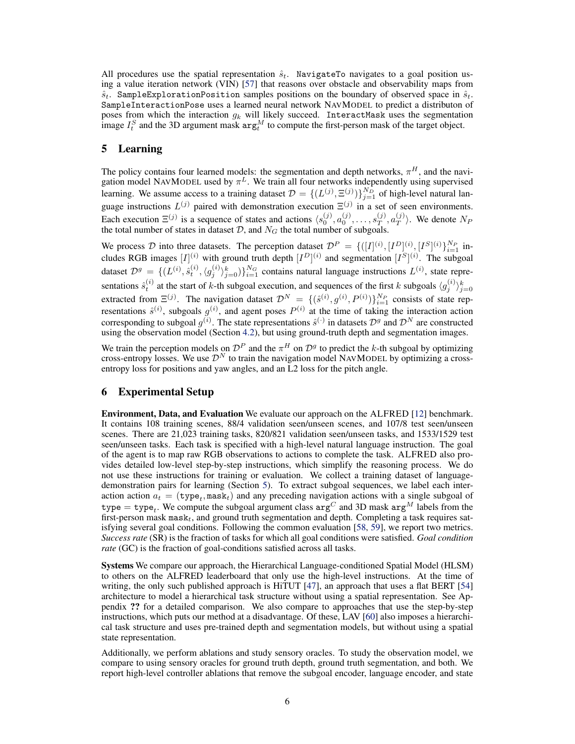All procedures use the spatial representation $\hat{s}_t$. NavigateTo navigates to a goal position using a value iteration network (VIN) [57] that reasons over obstacle and observability maps from $\hat{s}_t$. SampleExplorationPosition samples positions on the boundary of observed space in $\hat{s}_t$. SampleInteractionPose uses a learned neural network NavModel to predict a distributon of poses from which the interaction $g_k$ will likely succeed. InteractMask uses the segmentation image $I^S_t$ and the 3D argument mask $\texttt{arg}^M_t$ to compute the first-person mask of the target object.

## 5 Learning

The policy contains four learned models: the segmentation and depth networks, $\pi^H$, and the navigation model NavModel used by $\pi^L$. We train all four networks independently using supervised learning. We assume access to a training dataset $\mathcal{D} = \{(L^{(j)}, \Xi^{(j)})\}_{j=1}^{N_D}$ of high-level natural language instructions $L^{(j)}$ paired with demonstration execution $\Xi^{(j)}$ in a set of seen environments. Each execution $\Xi^{(j)}$ is a sequence of states and actions $\langle s_0^{(j)}, a_0^{(j)}, \ldots, s_T^{(j)}, a_T^{(j)} \rangle$. We denote $N_P$ the total number of states in dataset $\mathcal{D}$, and $N_G$ the total number of subgoals.

We process $\mathcal{D}$ into three datasets. The perception dataset $\mathcal{D}^P = \{([I]^{(i)}, [I^D]^{(i)}, [I^S]^{(i)}\}_{i=1}^{N_P}$ includes RGB images $[I]^{(i)}$ with ground truth depth $[I^D]^{(i)}$ and segmentation $[I^S]^{(i)}$. The subgoal dataset $\mathcal{D}^g = \{(L^{(i)}, \hat{s}_t^{(i)}, \langle g_j^{(i)} \rangle_{j=0}^k)\}_{i=1}^{N_G}$ contains natural language instructions $L^{(i)}$, state representations $\hat{s}_t^{(i)}$ at the start of $k$-th subgoal execution, and sequences of the first $k$ subgoals $\langle g_j^{(i)} \rangle_{j=0}^k$ extracted from $\Xi^{(j)}$. The navigation dataset $\mathcal{D}^N = \{(\hat{s}^{(i)}, g^{(i)}, P^{(i)})\}_{i=1}^{N_P}$ consists of state representations $\hat{s}^{(i)}$, subgoals $g^{(i)}$, and agent poses $P^{(i)}$ at the time of taking the interaction action corresponding to subgoal $g^{(i)}$. The state representations $\hat{s}^{(\cdot)}$ in datasets $\mathcal{D}^g$ and $\mathcal{D}^N$ are constructed using the observation model (Section 4.2), but using ground-truth depth and segmentation images.

We train the perception models on $\mathcal{D}^P$ and the $\pi^H$ on $\mathcal{D}^g$ to predict the $k$-th subgoal by optimizing cross-entropy losses. We use $\mathcal{D}^N$ to train the navigation model NavModel by optimizing a cross-entropy loss for positions and yaw angles, and an L2 loss for the pitch angle.

## 6 Experimental Setup

**Environment, Data, and Evaluation** We evaluate our approach on the ALFRED [12] benchmark. It contains 108 training scenes, 88/4 validation seen/unseen scenes, and 107/8 test seen/unseen scenes. There are 21,023 training tasks, 820/821 validation seen/unseen tasks, and 1533/1529 test seen/unseen tasks. Each task is specified with a high-level natural language instruction. The goal of the agent is to map raw RGB observations to actions to complete the task. ALFRED also provides detailed low-level step-by-step instructions, which simplify the reasoning process. We do not use these instructions for training or evaluation. We collect a training dataset of language-demonstration pairs for learning (Section 5). To extract subgoal sequences, we label each interaction action $a_t = (\texttt{type}_t, \texttt{mask}_t)$ and any preceding navigation actions with a single subgoal of $\texttt{type} = \texttt{type}_t$. We compute the subgoal argument class $\texttt{arg}^C$ and 3D mask $\texttt{arg}^M$ labels from the first-person mask $\texttt{mask}_t$, and ground truth segmentation and depth. Completing a task requires satisfying several goal conditions. Following the common evaluation [58, 59], we report two metrics. *Success rate* (SR) is the fraction of tasks for which all goal conditions were satisfied. *Goal condition rate* (GC) is the fraction of goal-conditions satisfied across all tasks.

**Systems** We compare our approach, the Hierarchical Language-conditioned Spatial Model (HLSM) to others on the ALFRED leaderboard that only use the high-level instructions. At the time of writing, the only such published approach is HiTUT [47], an approach that uses a flat BERT [54] architecture to model a hierarchical task structure without using a spatial representation. See Appendix ?? for a detailed comparison. We also compare to approaches that use the step-by-step instructions, which puts our method at a disadvantage. Of these, LAV [60] also imposes a hierarchical task structure and uses pre-trained depth and segmentation models, but without using a spatial state representation.

Additionally, we perform ablations and study sensory oracles. To study the observation model, we compare to using sensory oracles for ground truth depth, ground truth segmentation, and both. We report high-level controller ablations that remove the subgoal encoder, language encoder, and state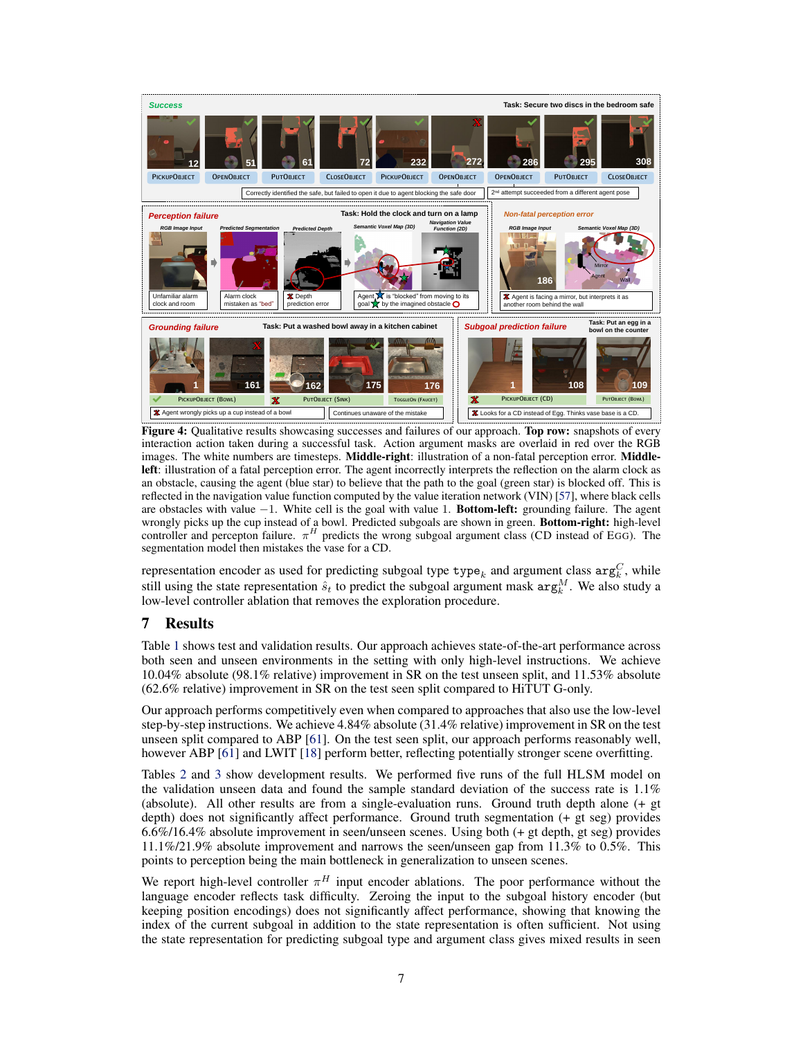Figure 4: Qualitative results showcasing successes and failures of our approach. **Top row:** snapshots of every interaction action taken during a successful task. Action argument masks are overlaid in red over the RGB images. The white numbers are timesteps. **Middle-right**: illustration of a non-fatal perception error. **Middle-left**: illustration of a fatal perception error. The agent incorrectly interprets the reflection on the alarm clock as an obstacle, causing the agent (blue star) to believe that the path to the goal (green star) is blocked off. This is reflected in the navigation value function computed by the value iteration network (VIN) [57], where black cells are obstacles with value $-1$. White cell is the goal with value 1. **Bottom-left:** grounding failure. The agent wrongly picks up the cup instead of a bowl. Predicted subgoals are shown in green. **Bottom-right:** high-level controller and percepton failure. $\pi^H$ predicts the wrong subgoal argument class (CD instead of EGG). The segmentation model then mistakes the vase for a CD.

representation encoder as used for predicting subgoal type $\texttt{type}_k$ and argument class $\texttt{arg}_k^C$, while still using the state representation $\hat{s}_t$ to predict the subgoal argument mask $\texttt{arg}_k^M$. We also study a low-level controller ablation that removes the exploration procedure.

# 7 Results

Table 1 shows test and validation results. Our approach achieves state-of-the-art performance across both seen and unseen environments in the setting with only high-level instructions. We achieve 10.04% absolute (98.1% relative) improvement in SR on the test unseen split, and 11.53% absolute (62.6% relative) improvement in SR on the test seen split compared to HiTUT G-only.

Our approach performs competitively even when compared to approaches that also use the low-level step-by-step instructions. We achieve 4.84% absolute (31.4% relative) improvement in SR on the test unseen split compared to ABP [61]. On the test seen split, our approach performs reasonably well, however ABP [61] and LWIT [18] perform better, reflecting potentially stronger scene overfitting.

Tables 2 and 3 show development results. We performed five runs of the full HLSM model on the validation unseen data and found the sample standard deviation of the success rate is 1.1% (absolute). All other results are from a single-evaluation runs. Ground truth depth alone (+ gt depth) does not significantly affect performance. Ground truth segmentation (+ gt seg) provides 6.6%/16.4% absolute improvement in seen/unseen scenes. Using both (+ gt depth, gt seg) provides 11.1%/21.9% absolute improvement and narrows the seen/unseen gap from 11.3% to 0.5%. This points to perception being the main bottleneck in generalization to unseen scenes.

We report high-level controller $\pi^H$ input encoder ablations. The poor performance without the language encoder reflects task difficulty. Zeroing the input to the subgoal history encoder (but keeping position encodings) does not significantly affect performance, showing that knowing the index of the current subgoal in addition to the state representation is often sufficient. Not using the state representation for predicting subgoal type and argument class gives mixed results in seen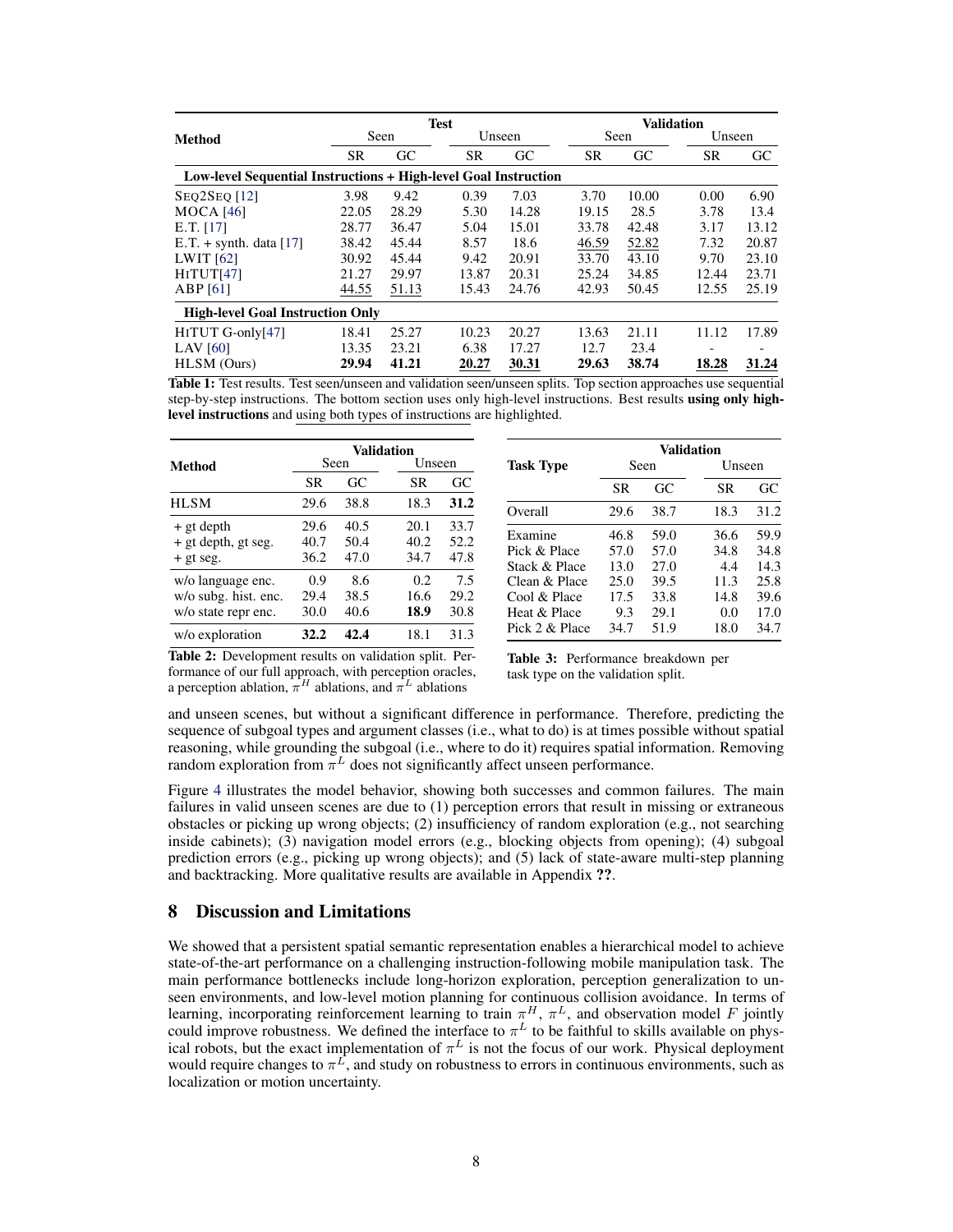| Method | Test | | | | Validation | | | |
|---|---|---|---|---|---|---|---|---|
| | Seen | | Unseen | | Seen | | Unseen | |
| | SR | GC | SR | GC | SR | GC | SR | GC |
| **Low-level Sequential Instructions + High-level Goal Instruction** | | | | | | | | |
| SEQ2SEQ [12] | 3.98 | 9.42 | 0.39 | 7.03 | 3.70 | 10.00 | 0.00 | 6.90 |
| MOCA [46] | 22.05 | 28.29 | 5.30 | 14.28 | 19.15 | 28.5 | 3.78 | 13.4 |
| E.T. [17] | 28.77 | 36.47 | 5.04 | 15.01 | 33.78 | 42.48 | 3.17 | 13.12 |
| E.T. + synth. data [17] | 38.42 | 45.44 | 8.57 | 18.6 | 46.59 | 52.82 | 7.32 | 20.87 |
| LWIT [62] | 30.92 | 45.44 | 9.42 | 20.91 | 33.70 | 43.10 | 9.70 | 23.10 |
| HITUT[47] | 21.27 | 29.97 | 13.87 | 20.31 | 25.24 | 34.85 | 12.44 | 23.71 |
| ABP [61] | 44.55 | 51.13 | 15.43 | 24.76 | 42.93 | 50.45 | 12.55 | 25.19 |
| **High-level Goal Instruction Only** | | | | | | | | |
| HITUT G-only[47] | 18.41 | 25.27 | 10.23 | 20.27 | 13.63 | 21.11 | 11.12 | 17.89 |
| LAV [60] | 13.35 | 23.21 | 6.38 | 17.27 | 12.7 | 23.4 | - | - |
| HLSM (Ours) | **29.94** | **41.21** | **20.27** | **30.31** | **29.63** | **38.74** | **18.28** | **31.24** |

**Table 1:** Test results. Test seen/unseen and validation seen/unseen splits. Top section approaches use sequential step-by-step instructions. The bottom section uses only high-level instructions. Best results **using only high-level instructions** and using both types of instructions are highlighted.

| Method | Validation | | | |
|---|---|---|---|---|
| | Seen | | Unseen | |
| | SR | GC | SR | GC |
| HLSM | 29.6 | 38.8 | 18.3 | **31.2** |
| + gt depth | 29.6 | 40.5 | 20.1 | 33.7 |
| + gt depth, gt seg. | 40.7 | 50.4 | 40.2 | 52.2 |
| + gt seg. | 36.2 | 47.0 | 34.7 | 47.8 |
| w/o language enc. | 0.9 | 8.6 | 0.2 | 7.5 |
| w/o subg. hist. enc. | 29.4 | 38.5 | 16.6 | 29.2 |
| w/o state repr enc. | 30.0 | 40.6 | **18.9** | 30.8 |
| w/o exploration | **32.2** | **42.4** | 18.1 | 31.3 |

**Table 2:** Development results on validation split. Performance of our full approach, with perception oracles, a perception ablation, $\pi^H$ ablations, and $\pi^L$ ablations

| Task Type | Validation | | | |
|---|---|---|---|---|
| | Seen | | Unseen | |
| | SR | GC | SR | GC |
| Overall | 29.6 | 38.7 | 18.3 | 31.2 |
| Examine | 46.8 | 59.0 | 36.6 | 59.9 |
| Pick & Place | 57.0 | 57.0 | 34.8 | 34.8 |
| Stack & Place | 13.0 | 27.0 | 4.4 | 14.3 |
| Clean & Place | 25.0 | 39.5 | 11.3 | 25.8 |
| Cool & Place | 17.5 | 33.8 | 14.8 | 39.6 |
| Heat & Place | 9.3 | 29.1 | 0.0 | 17.0 |
| Pick 2 & Place | 34.7 | 51.9 | 18.0 | 34.7 |

**Table 3:** Performance breakdown per task type on the validation split.

and unseen scenes, but without a significant difference in performance. Therefore, predicting the sequence of subgoal types and argument classes (i.e., what to do) is at times possible without spatial reasoning, while grounding the subgoal (i.e., where to do it) requires spatial information. Removing random exploration from $\pi^L$ does not significantly affect unseen performance.

Figure 4 illustrates the model behavior, showing both successes and common failures. The main failures in valid unseen scenes are due to (1) perception errors that result in missing or extraneous obstacles or picking up wrong objects; (2) insufficiency of random exploration (e.g., not searching inside cabinets); (3) navigation model errors (e.g., blocking objects from opening); (4) subgoal prediction errors (e.g., picking up wrong objects); and (5) lack of state-aware multi-step planning and backtracking. More qualitative results are available in Appendix **??**.

## 8 Discussion and Limitations

We showed that a persistent spatial semantic representation enables a hierarchical model to achieve state-of-the-art performance on a challenging instruction-following mobile manipulation task. The main performance bottlenecks include long-horizon exploration, perception generalization to unseen environments, and low-level motion planning for continuous collision avoidance. In terms of learning, incorporating reinforcement learning to train $\pi^H$, $\pi^L$, and observation model $F$ jointly could improve robustness. We defined the interface to $\pi^L$ to be faithful to skills available on physical robots, but the exact implementation of $\pi^L$ is not the focus of our work. Physical deployment would require changes to $\pi^L$, and study on robustness to errors in continuous environments, such as localization or motion uncertainty.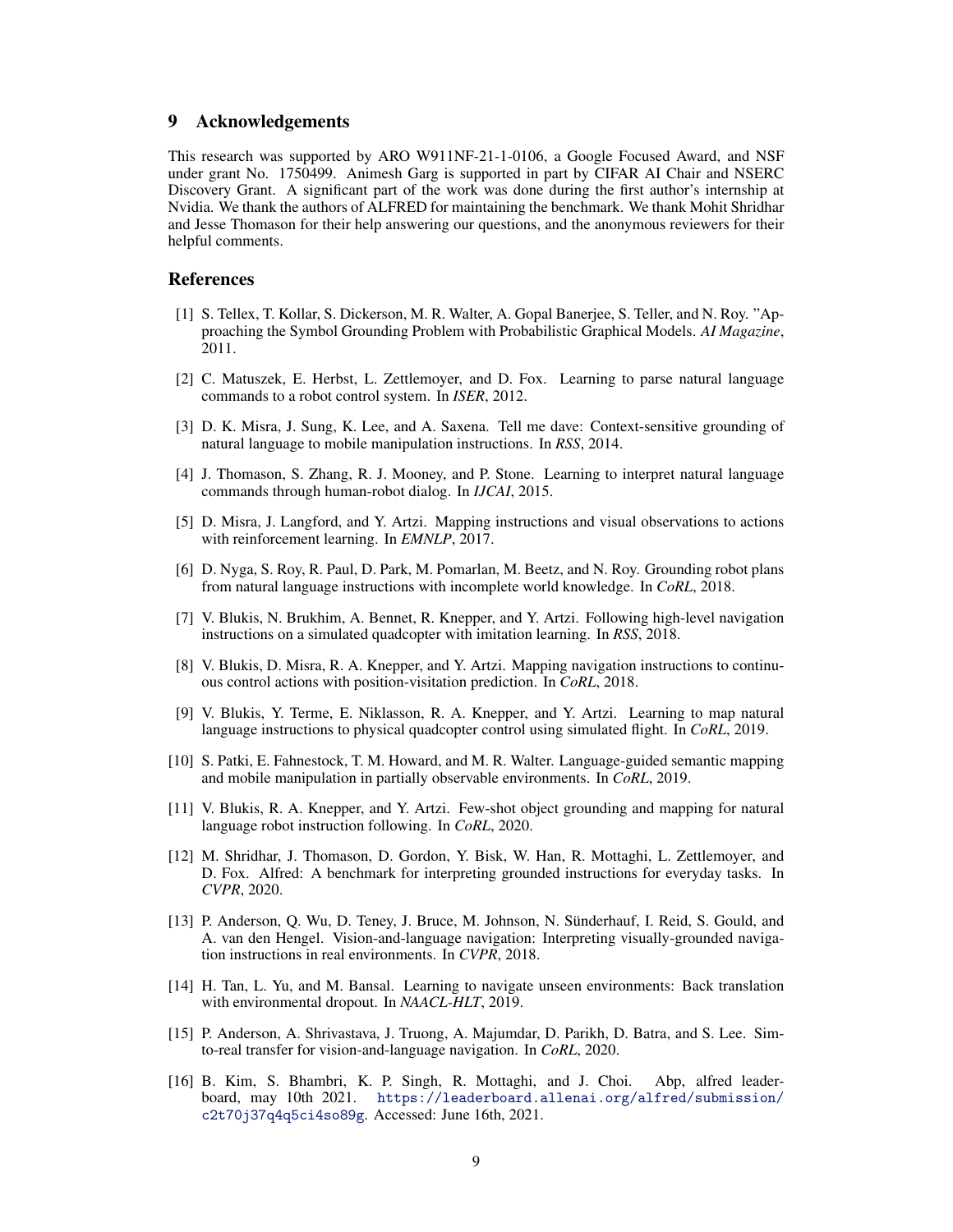## 9 Acknowledgements

This research was supported by ARO W911NF-21-1-0106, a Google Focused Award, and NSF under grant No. 1750499. Animesh Garg is supported in part by CIFAR AI Chair and NSERC Discovery Grant. A significant part of the work was done during the first author's internship at Nvidia. We thank the authors of ALFRED for maintaining the benchmark. We thank Mohit Shridhar and Jesse Thomason for their help answering our questions, and the anonymous reviewers for their helpful comments.

## References

[1] S. Tellex, T. Kollar, S. Dickerson, M. R. Walter, A. Gopal Banerjee, S. Teller, and N. Roy. "Approaching the Symbol Grounding Problem with Probabilistic Graphical Models. *AI Magazine*, 2011.

[2] C. Matuszek, E. Herbst, L. Zettlemoyer, and D. Fox. Learning to parse natural language commands to a robot control system. In *ISER*, 2012.

[3] D. K. Misra, J. Sung, K. Lee, and A. Saxena. Tell me dave: Context-sensitive grounding of natural language to mobile manipulation instructions. In *RSS*, 2014.

[4] J. Thomason, S. Zhang, R. J. Mooney, and P. Stone. Learning to interpret natural language commands through human-robot dialog. In *IJCAI*, 2015.

[5] D. Misra, J. Langford, and Y. Artzi. Mapping instructions and visual observations to actions with reinforcement learning. In *EMNLP*, 2017.

[6] D. Nyga, S. Roy, R. Paul, D. Park, M. Pomarlan, M. Beetz, and N. Roy. Grounding robot plans from natural language instructions with incomplete world knowledge. In *CoRL*, 2018.

[7] V. Blukis, N. Brukhim, A. Bennet, R. Knepper, and Y. Artzi. Following high-level navigation instructions on a simulated quadcopter with imitation learning. In *RSS*, 2018.

[8] V. Blukis, D. Misra, R. A. Knepper, and Y. Artzi. Mapping navigation instructions to continuous control actions with position-visitation prediction. In *CoRL*, 2018.

[9] V. Blukis, Y. Terme, E. Niklasson, R. A. Knepper, and Y. Artzi. Learning to map natural language instructions to physical quadcopter control using simulated flight. In *CoRL*, 2019.

[10] S. Patki, E. Fahnestock, T. M. Howard, and M. R. Walter. Language-guided semantic mapping and mobile manipulation in partially observable environments. In *CoRL*, 2019.

[11] V. Blukis, R. A. Knepper, and Y. Artzi. Few-shot object grounding and mapping for natural language robot instruction following. In *CoRL*, 2020.

[12] M. Shridhar, J. Thomason, D. Gordon, Y. Bisk, W. Han, R. Mottaghi, L. Zettlemoyer, and D. Fox. Alfred: A benchmark for interpreting grounded instructions for everyday tasks. In *CVPR*, 2020.

[13] P. Anderson, Q. Wu, D. Teney, J. Bruce, M. Johnson, N. Sünderhauf, I. Reid, S. Gould, and A. van den Hengel. Vision-and-language navigation: Interpreting visually-grounded navigation instructions in real environments. In *CVPR*, 2018.

[14] H. Tan, L. Yu, and M. Bansal. Learning to navigate unseen environments: Back translation with environmental dropout. In *NAACL-HLT*, 2019.

[15] P. Anderson, A. Shrivastava, J. Truong, A. Majumdar, D. Parikh, D. Batra, and S. Lee. Sim-to-real transfer for vision-and-language navigation. In *CoRL*, 2020.

[16] B. Kim, S. Bhambri, K. P. Singh, R. Mottaghi, and J. Choi. Abp, alfred leaderboard, may 10th 2021. https://leaderboard.allenai.org/alfred/submission/c2t70j37q4q5ci4so89g. Accessed: June 16th, 2021.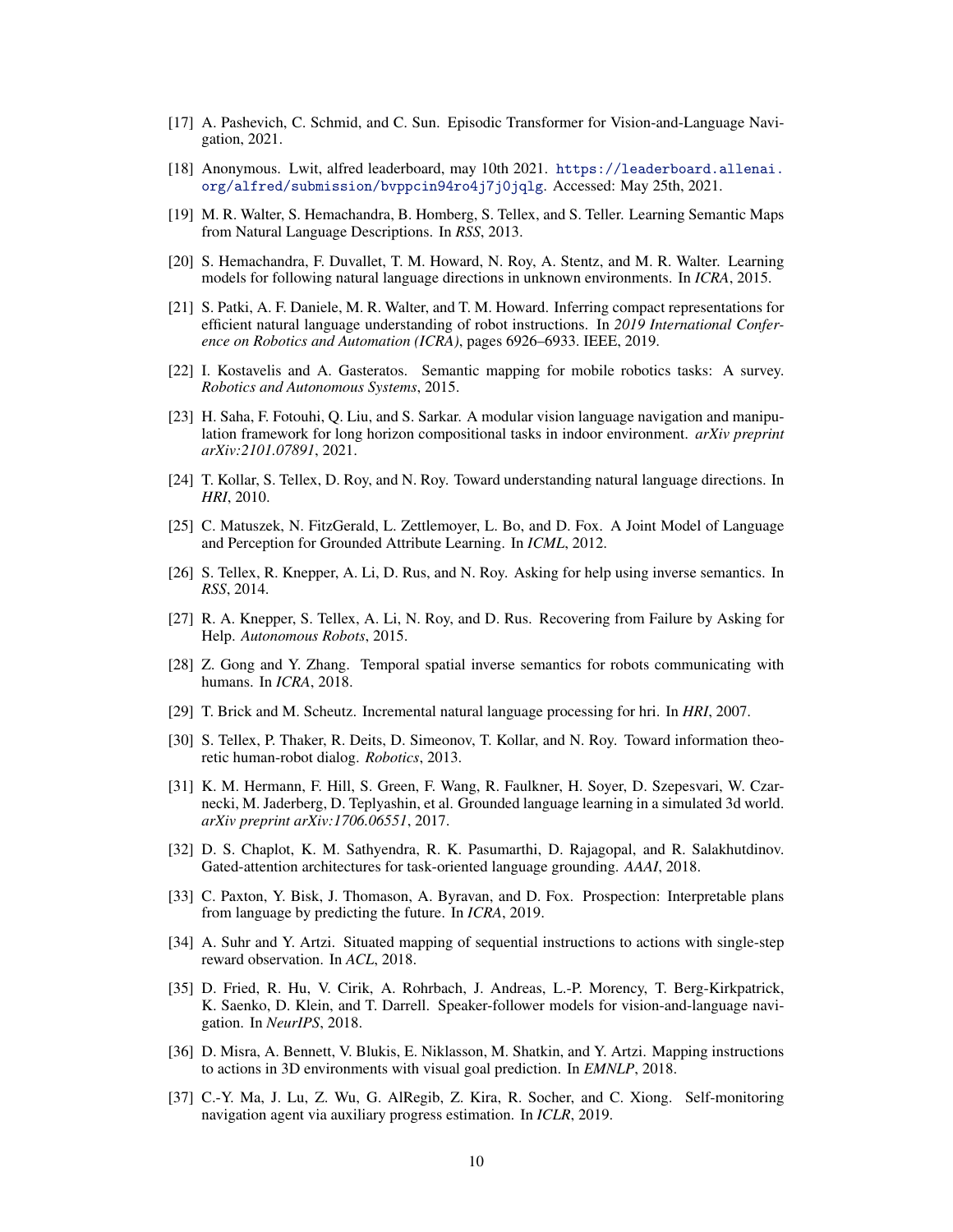[17] A. Pashevich, C. Schmid, and C. Sun. Episodic Transformer for Vision-and-Language Navigation, 2021.

[18] Anonymous. Lwit, alfred leaderboard, may 10th 2021. https://leaderboard.allenai.org/alfred/submission/bvppcin94ro4j7j0jqlg. Accessed: May 25th, 2021.

[19] M. R. Walter, S. Hemachandra, B. Homberg, S. Tellex, and S. Teller. Learning Semantic Maps from Natural Language Descriptions. In *RSS*, 2013.

[20] S. Hemachandra, F. Duvallet, T. M. Howard, N. Roy, A. Stentz, and M. R. Walter. Learning models for following natural language directions in unknown environments. In *ICRA*, 2015.

[21] S. Patki, A. F. Daniele, M. R. Walter, and T. M. Howard. Inferring compact representations for efficient natural language understanding of robot instructions. In *2019 International Conference on Robotics and Automation (ICRA)*, pages 6926–6933. IEEE, 2019.

[22] I. Kostavelis and A. Gasteratos. Semantic mapping for mobile robotics tasks: A survey. *Robotics and Autonomous Systems*, 2015.

[23] H. Saha, F. Fotouhi, Q. Liu, and S. Sarkar. A modular vision language navigation and manipulation framework for long horizon compositional tasks in indoor environment. *arXiv preprint arXiv:2101.07891*, 2021.

[24] T. Kollar, S. Tellex, D. Roy, and N. Roy. Toward understanding natural language directions. In *HRI*, 2010.

[25] C. Matuszek, N. FitzGerald, L. Zettlemoyer, L. Bo, and D. Fox. A Joint Model of Language and Perception for Grounded Attribute Learning. In *ICML*, 2012.

[26] S. Tellex, R. Knepper, A. Li, D. Rus, and N. Roy. Asking for help using inverse semantics. In *RSS*, 2014.

[27] R. A. Knepper, S. Tellex, A. Li, N. Roy, and D. Rus. Recovering from Failure by Asking for Help. *Autonomous Robots*, 2015.

[28] Z. Gong and Y. Zhang. Temporal spatial inverse semantics for robots communicating with humans. In *ICRA*, 2018.

[29] T. Brick and M. Scheutz. Incremental natural language processing for hri. In *HRI*, 2007.

[30] S. Tellex, P. Thaker, R. Deits, D. Simeonov, T. Kollar, and N. Roy. Toward information theoretic human-robot dialog. *Robotics*, 2013.

[31] K. M. Hermann, F. Hill, S. Green, F. Wang, R. Faulkner, H. Soyer, D. Szepesvari, W. Czarnecki, M. Jaderberg, D. Teplyashin, et al. Grounded language learning in a simulated 3d world. *arXiv preprint arXiv:1706.06551*, 2017.

[32] D. S. Chaplot, K. M. Sathyendra, R. K. Pasumarthi, D. Rajagopal, and R. Salakhutdinov. Gated-attention architectures for task-oriented language grounding. *AAAI*, 2018.

[33] C. Paxton, Y. Bisk, J. Thomason, A. Byravan, and D. Fox. Prospection: Interpretable plans from language by predicting the future. In *ICRA*, 2019.

[34] A. Suhr and Y. Artzi. Situated mapping of sequential instructions to actions with single-step reward observation. In *ACL*, 2018.

[35] D. Fried, R. Hu, V. Cirik, A. Rohrbach, J. Andreas, L.-P. Morency, T. Berg-Kirkpatrick, K. Saenko, D. Klein, and T. Darrell. Speaker-follower models for vision-and-language navigation. In *NeurIPS*, 2018.

[36] D. Misra, A. Bennett, V. Blukis, E. Niklasson, M. Shatkin, and Y. Artzi. Mapping instructions to actions in 3D environments with visual goal prediction. In *EMNLP*, 2018.

[37] C.-Y. Ma, J. Lu, Z. Wu, G. AlRegib, Z. Kira, R. Socher, and C. Xiong. Self-monitoring navigation agent via auxiliary progress estimation. In *ICLR*, 2019.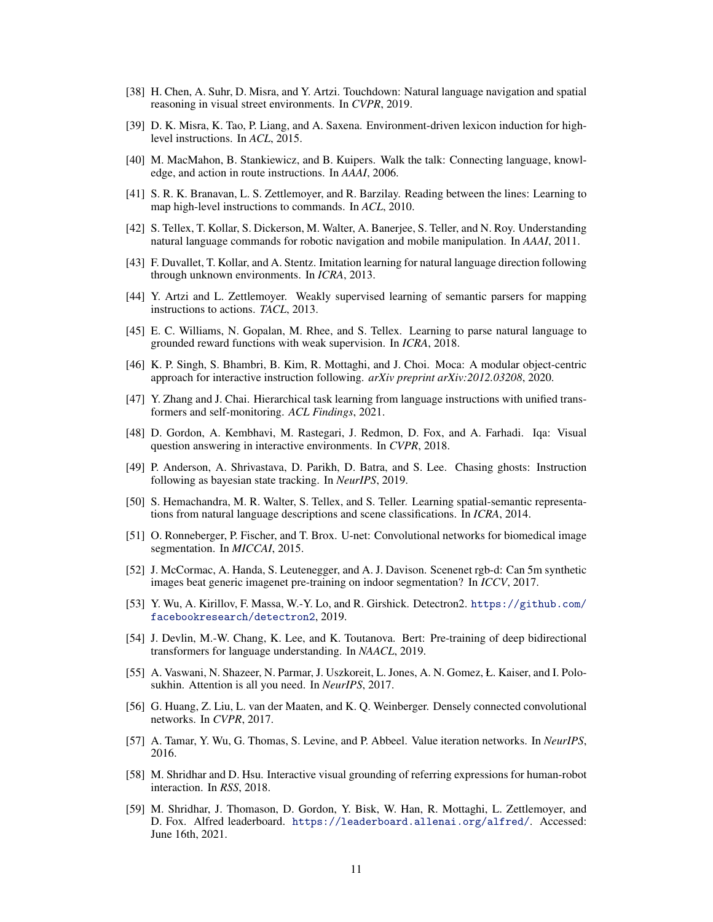[38] H. Chen, A. Suhr, D. Misra, and Y. Artzi. Touchdown: Natural language navigation and spatial reasoning in visual street environments. In *CVPR*, 2019.

[39] D. K. Misra, K. Tao, P. Liang, and A. Saxena. Environment-driven lexicon induction for high-level instructions. In *ACL*, 2015.

[40] M. MacMahon, B. Stankiewicz, and B. Kuipers. Walk the talk: Connecting language, knowledge, and action in route instructions. In *AAAI*, 2006.

[41] S. R. K. Branavan, L. S. Zettlemoyer, and R. Barzilay. Reading between the lines: Learning to map high-level instructions to commands. In *ACL*, 2010.

[42] S. Tellex, T. Kollar, S. Dickerson, M. Walter, A. Banerjee, S. Teller, and N. Roy. Understanding natural language commands for robotic navigation and mobile manipulation. In *AAAI*, 2011.

[43] F. Duvallet, T. Kollar, and A. Stentz. Imitation learning for natural language direction following through unknown environments. In *ICRA*, 2013.

[44] Y. Artzi and L. Zettlemoyer. Weakly supervised learning of semantic parsers for mapping instructions to actions. *TACL*, 2013.

[45] E. C. Williams, N. Gopalan, M. Rhee, and S. Tellex. Learning to parse natural language to grounded reward functions with weak supervision. In *ICRA*, 2018.

[46] K. P. Singh, S. Bhambri, B. Kim, R. Mottaghi, and J. Choi. Moca: A modular object-centric approach for interactive instruction following. *arXiv preprint arXiv:2012.03208*, 2020.

[47] Y. Zhang and J. Chai. Hierarchical task learning from language instructions with unified transformers and self-monitoring. *ACL Findings*, 2021.

[48] D. Gordon, A. Kembhavi, M. Rastegari, J. Redmon, D. Fox, and A. Farhadi. Iqa: Visual question answering in interactive environments. In *CVPR*, 2018.

[49] P. Anderson, A. Shrivastava, D. Parikh, D. Batra, and S. Lee. Chasing ghosts: Instruction following as bayesian state tracking. In *NeurIPS*, 2019.

[50] S. Hemachandra, M. R. Walter, S. Tellex, and S. Teller. Learning spatial-semantic representations from natural language descriptions and scene classifications. In *ICRA*, 2014.

[51] O. Ronneberger, P. Fischer, and T. Brox. U-net: Convolutional networks for biomedical image segmentation. In *MICCAI*, 2015.

[52] J. McCormac, A. Handa, S. Leutenegger, and A. J. Davison. Scenenet rgb-d: Can 5m synthetic images beat generic imagenet pre-training on indoor segmentation? In *ICCV*, 2017.

[53] Y. Wu, A. Kirillov, F. Massa, W.-Y. Lo, and R. Girshick. Detectron2. https://github.com/facebookresearch/detectron2, 2019.

[54] J. Devlin, M.-W. Chang, K. Lee, and K. Toutanova. Bert: Pre-training of deep bidirectional transformers for language understanding. In *NAACL*, 2019.

[55] A. Vaswani, N. Shazeer, N. Parmar, J. Uszkoreit, L. Jones, A. N. Gomez, Ł. Kaiser, and I. Polosukhin. Attention is all you need. In *NeurIPS*, 2017.

[56] G. Huang, Z. Liu, L. van der Maaten, and K. Q. Weinberger. Densely connected convolutional networks. In *CVPR*, 2017.

[57] A. Tamar, Y. Wu, G. Thomas, S. Levine, and P. Abbeel. Value iteration networks. In *NeurIPS*, 2016.

[58] M. Shridhar and D. Hsu. Interactive visual grounding of referring expressions for human-robot interaction. In *RSS*, 2018.

[59] M. Shridhar, J. Thomason, D. Gordon, Y. Bisk, W. Han, R. Mottaghi, L. Zettlemoyer, and D. Fox. Alfred leaderboard. https://leaderboard.allenai.org/alfred/. Accessed: June 16th, 2021.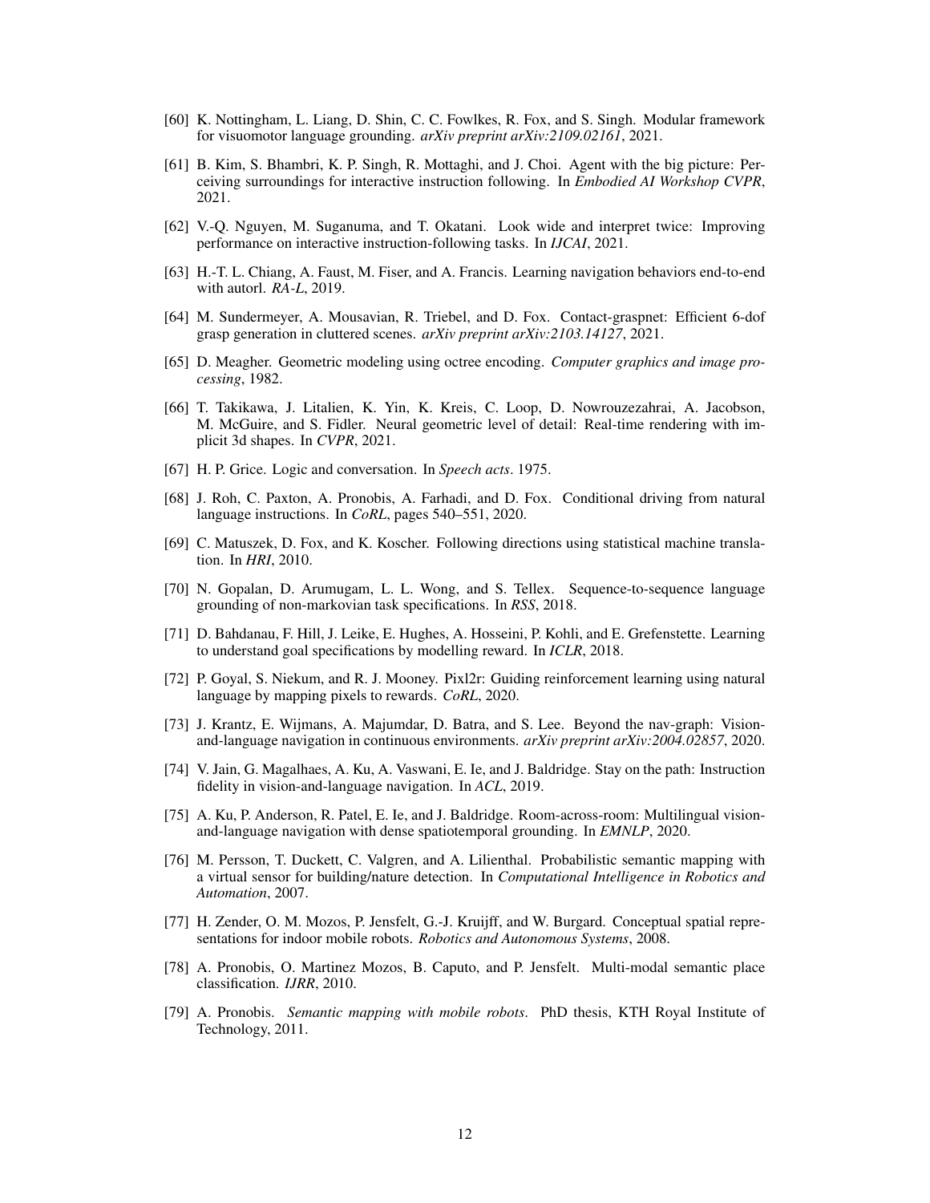[60] K. Nottingham, L. Liang, D. Shin, C. C. Fowlkes, R. Fox, and S. Singh. Modular framework for visuomotor language grounding. *arXiv preprint arXiv:2109.02161*, 2021.

[61] B. Kim, S. Bhambri, K. P. Singh, R. Mottaghi, and J. Choi. Agent with the big picture: Perceiving surroundings for interactive instruction following. In *Embodied AI Workshop CVPR*, 2021.

[62] V.-Q. Nguyen, M. Suganuma, and T. Okatani. Look wide and interpret twice: Improving performance on interactive instruction-following tasks. In *IJCAI*, 2021.

[63] H.-T. L. Chiang, A. Faust, M. Fiser, and A. Francis. Learning navigation behaviors end-to-end with autorl. *RA-L*, 2019.

[64] M. Sundermeyer, A. Mousavian, R. Triebel, and D. Fox. Contact-graspnet: Efficient 6-dof grasp generation in cluttered scenes. *arXiv preprint arXiv:2103.14127*, 2021.

[65] D. Meagher. Geometric modeling using octree encoding. *Computer graphics and image processing*, 1982.

[66] T. Takikawa, J. Litalien, K. Yin, K. Kreis, C. Loop, D. Nowrouzezahrai, A. Jacobson, M. McGuire, and S. Fidler. Neural geometric level of detail: Real-time rendering with implicit 3d shapes. In *CVPR*, 2021.

[67] H. P. Grice. Logic and conversation. In *Speech acts*. 1975.

[68] J. Roh, C. Paxton, A. Pronobis, A. Farhadi, and D. Fox. Conditional driving from natural language instructions. In *CoRL*, pages 540–551, 2020.

[69] C. Matuszek, D. Fox, and K. Koscher. Following directions using statistical machine translation. In *HRI*, 2010.

[70] N. Gopalan, D. Arumugam, L. L. Wong, and S. Tellex. Sequence-to-sequence language grounding of non-markovian task specifications. In *RSS*, 2018.

[71] D. Bahdanau, F. Hill, J. Leike, E. Hughes, A. Hosseini, P. Kohli, and E. Grefenstette. Learning to understand goal specifications by modelling reward. In *ICLR*, 2018.

[72] P. Goyal, S. Niekum, and R. J. Mooney. Pixl2r: Guiding reinforcement learning using natural language by mapping pixels to rewards. *CoRL*, 2020.

[73] J. Krantz, E. Wijmans, A. Majumdar, D. Batra, and S. Lee. Beyond the nav-graph: Vision-and-language navigation in continuous environments. *arXiv preprint arXiv:2004.02857*, 2020.

[74] V. Jain, G. Magalhaes, A. Ku, A. Vaswani, E. Ie, and J. Baldridge. Stay on the path: Instruction fidelity in vision-and-language navigation. In *ACL*, 2019.

[75] A. Ku, P. Anderson, R. Patel, E. Ie, and J. Baldridge. Room-across-room: Multilingual vision-and-language navigation with dense spatiotemporal grounding. In *EMNLP*, 2020.

[76] M. Persson, T. Duckett, C. Valgren, and A. Lilienthal. Probabilistic semantic mapping with a virtual sensor for building/nature detection. In *Computational Intelligence in Robotics and Automation*, 2007.

[77] H. Zender, O. M. Mozos, P. Jensfelt, G.-J. Kruijff, and W. Burgard. Conceptual spatial representations for indoor mobile robots. *Robotics and Autonomous Systems*, 2008.

[78] A. Pronobis, O. Martinez Mozos, B. Caputo, and P. Jensfelt. Multi-modal semantic place classification. *IJRR*, 2010.

[79] A. Pronobis. *Semantic mapping with mobile robots*. PhD thesis, KTH Royal Institute of Technology, 2011.